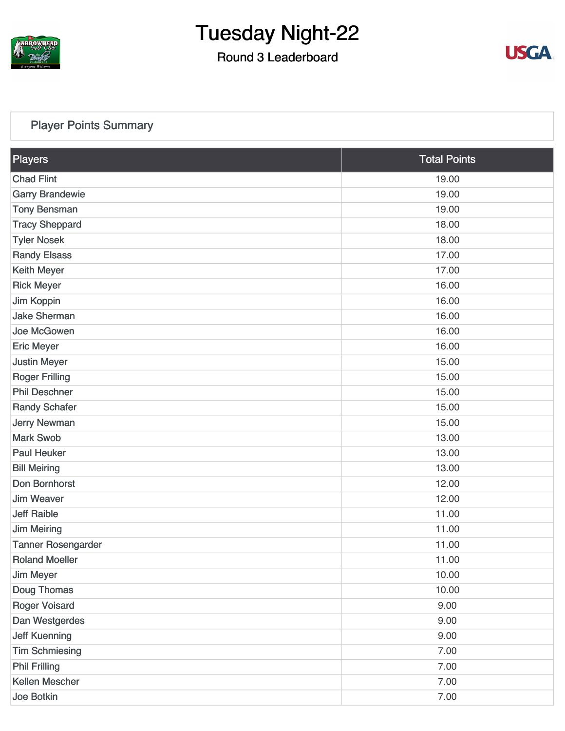# Tuesday Night-22

## Round 3 Leaderboard

### Player Points Summary

| Players | Total Points |
| --- | --- |
| Chad Flint | 19.00 |
| Garry Brandewie | 19.00 |
| Tony Bensman | 19.00 |
| Tracy Sheppard | 18.00 |
| Tyler Nosek | 18.00 |
| Randy Elsass | 17.00 |
| Keith Meyer | 17.00 |
| Rick Meyer | 16.00 |
| Jim Koppin | 16.00 |
| Jake Sherman | 16.00 |
| Joe McGowen | 16.00 |
| Eric Meyer | 16.00 |
| Justin Meyer | 15.00 |
| Roger Frilling | 15.00 |
| Phil Deschner | 15.00 |
| Randy Schafer | 15.00 |
| Jerry Newman | 15.00 |
| Mark Swob | 13.00 |
| Paul Heuker | 13.00 |
| Bill Meiring | 13.00 |
| Don Bornhorst | 12.00 |
| Jim Weaver | 12.00 |
| Jeff Raible | 11.00 |
| Jim Meiring | 11.00 |
| Tanner Rosengarder | 11.00 |
| Roland Moeller | 11.00 |
| Jim Meyer | 10.00 |
| Doug Thomas | 10.00 |
| Roger Voisard | 9.00 |
| Dan Westgerdes | 9.00 |
| Jeff Kuenning | 9.00 |
| Tim Schmiesing | 7.00 |
| Phil Frilling | 7.00 |
| Kellen Mescher | 7.00 |
| Joe Botkin | 7.00 |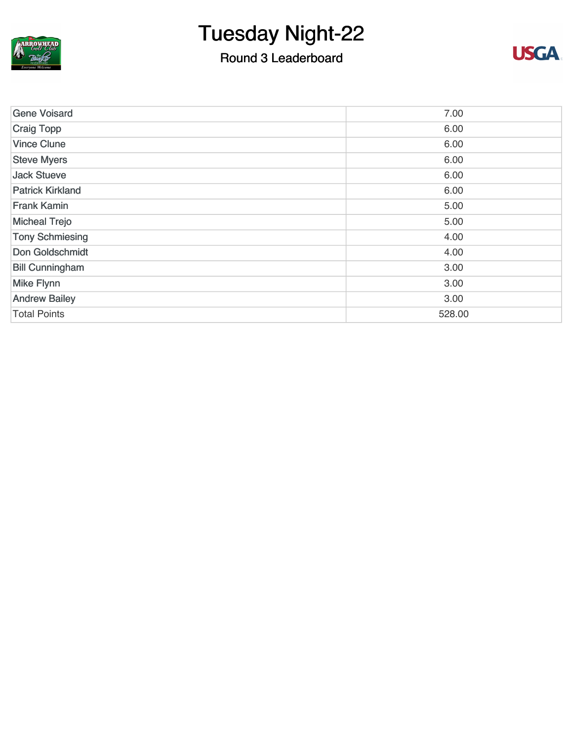# Tuesday Night-22

## Round 3 Leaderboard

| | |
|---|---|
| Gene Voisard | 7.00 |
| Craig Topp | 6.00 |
| Vince Clune | 6.00 |
| Steve Myers | 6.00 |
| Jack Stueve | 6.00 |
| Patrick Kirkland | 6.00 |
| Frank Kamin | 5.00 |
| Micheal Trejo | 5.00 |
| Tony Schmiesing | 4.00 |
| Don Goldschmidt | 4.00 |
| Bill Cunningham | 3.00 |
| Mike Flynn | 3.00 |
| Andrew Bailey | 3.00 |
| Total Points | 528.00 |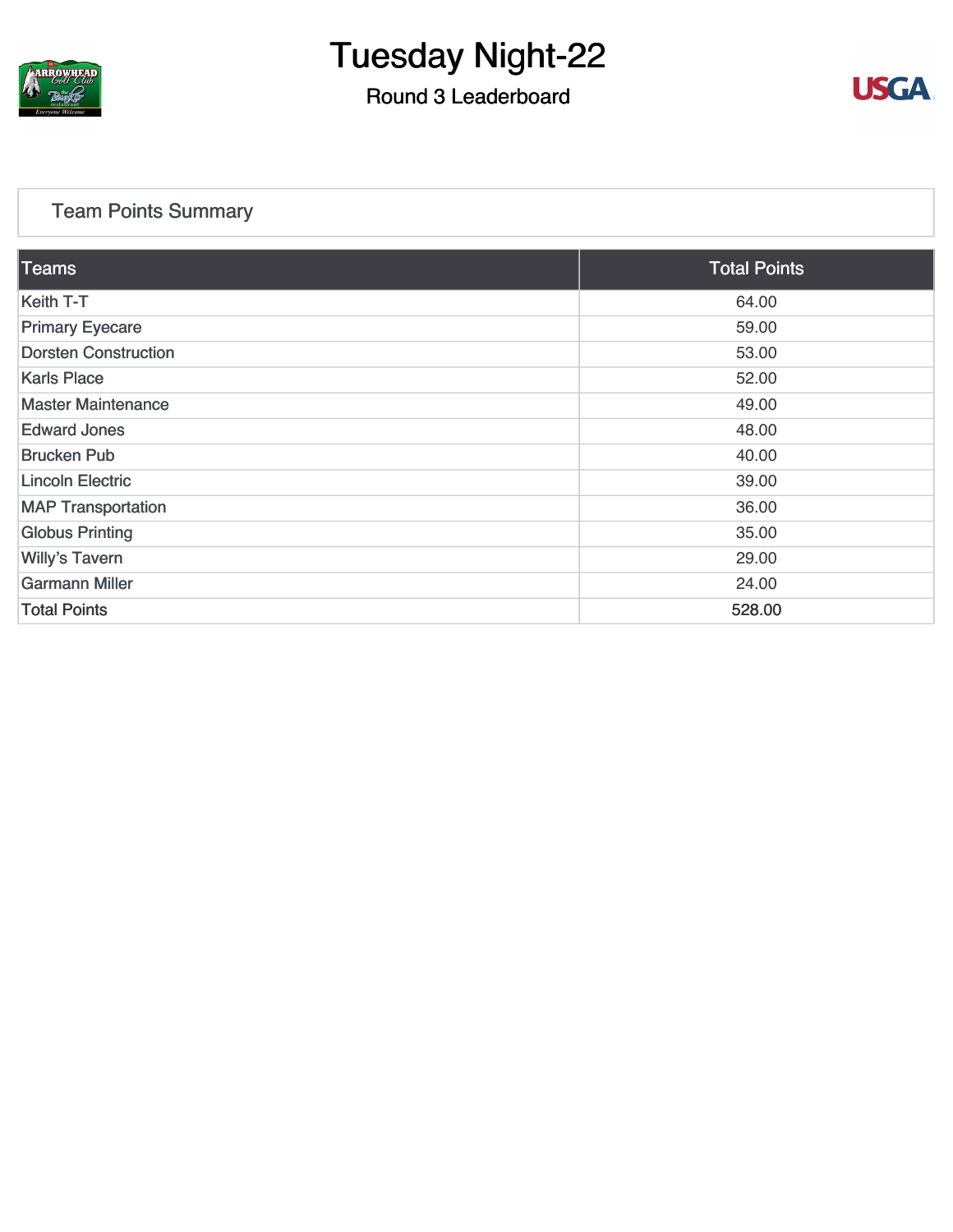# Tuesday Night-22

## Round 3 Leaderboard

### Team Points Summary

| Teams | Total Points |
|---|---|
| Keith T-T | 64.00 |
| Primary Eyecare | 59.00 |
| Dorsten Construction | 53.00 |
| Karls Place | 52.00 |
| Master Maintenance | 49.00 |
| Edward Jones | 48.00 |
| Brucken Pub | 40.00 |
| Lincoln Electric | 39.00 |
| MAP Transportation | 36.00 |
| Globus Printing | 35.00 |
| Willy's Tavern | 29.00 |
| Garmann Miller | 24.00 |
| Total Points | 528.00 |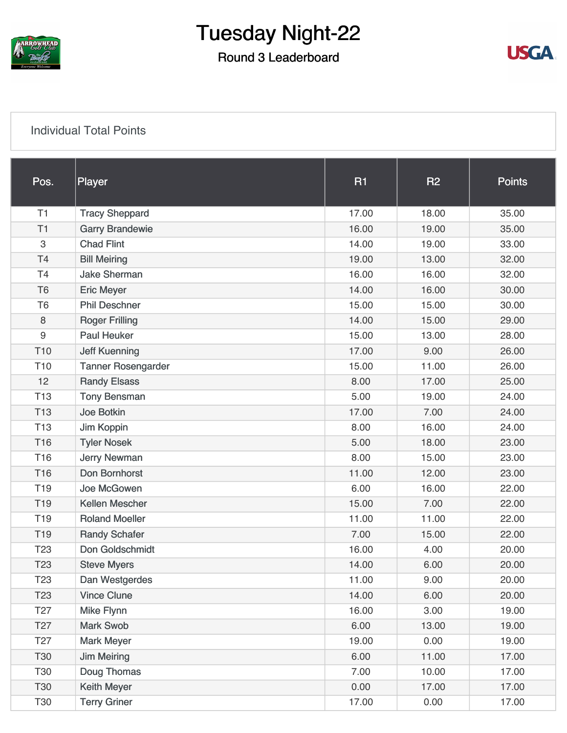# Tuesday Night-22

## Round 3 Leaderboard

### Individual Total Points

| Pos. | Player | R1 | R2 | Points |
|---|---|---|---|---|
| T1 | Tracy Sheppard | 17.00 | 18.00 | 35.00 |
| T1 | Garry Brandewie | 16.00 | 19.00 | 35.00 |
| 3 | Chad Flint | 14.00 | 19.00 | 33.00 |
| T4 | Bill Meiring | 19.00 | 13.00 | 32.00 |
| T4 | Jake Sherman | 16.00 | 16.00 | 32.00 |
| T6 | Eric Meyer | 14.00 | 16.00 | 30.00 |
| T6 | Phil Deschner | 15.00 | 15.00 | 30.00 |
| 8 | Roger Frilling | 14.00 | 15.00 | 29.00 |
| 9 | Paul Heuker | 15.00 | 13.00 | 28.00 |
| T10 | Jeff Kuenning | 17.00 | 9.00 | 26.00 |
| T10 | Tanner Rosengarder | 15.00 | 11.00 | 26.00 |
| 12 | Randy Elsass | 8.00 | 17.00 | 25.00 |
| T13 | Tony Bensman | 5.00 | 19.00 | 24.00 |
| T13 | Joe Botkin | 17.00 | 7.00 | 24.00 |
| T13 | Jim Koppin | 8.00 | 16.00 | 24.00 |
| T16 | Tyler Nosek | 5.00 | 18.00 | 23.00 |
| T16 | Jerry Newman | 8.00 | 15.00 | 23.00 |
| T16 | Don Bornhorst | 11.00 | 12.00 | 23.00 |
| T19 | Joe McGowen | 6.00 | 16.00 | 22.00 |
| T19 | Kellen Mescher | 15.00 | 7.00 | 22.00 |
| T19 | Roland Moeller | 11.00 | 11.00 | 22.00 |
| T19 | Randy Schafer | 7.00 | 15.00 | 22.00 |
| T23 | Don Goldschmidt | 16.00 | 4.00 | 20.00 |
| T23 | Steve Myers | 14.00 | 6.00 | 20.00 |
| T23 | Dan Westgerdes | 11.00 | 9.00 | 20.00 |
| T23 | Vince Clune | 14.00 | 6.00 | 20.00 |
| T27 | Mike Flynn | 16.00 | 3.00 | 19.00 |
| T27 | Mark Swob | 6.00 | 13.00 | 19.00 |
| T27 | Mark Meyer | 19.00 | 0.00 | 19.00 |
| T30 | Jim Meiring | 6.00 | 11.00 | 17.00 |
| T30 | Doug Thomas | 7.00 | 10.00 | 17.00 |
| T30 | Keith Meyer | 0.00 | 17.00 | 17.00 |
| T30 | Terry Griner | 17.00 | 0.00 | 17.00 |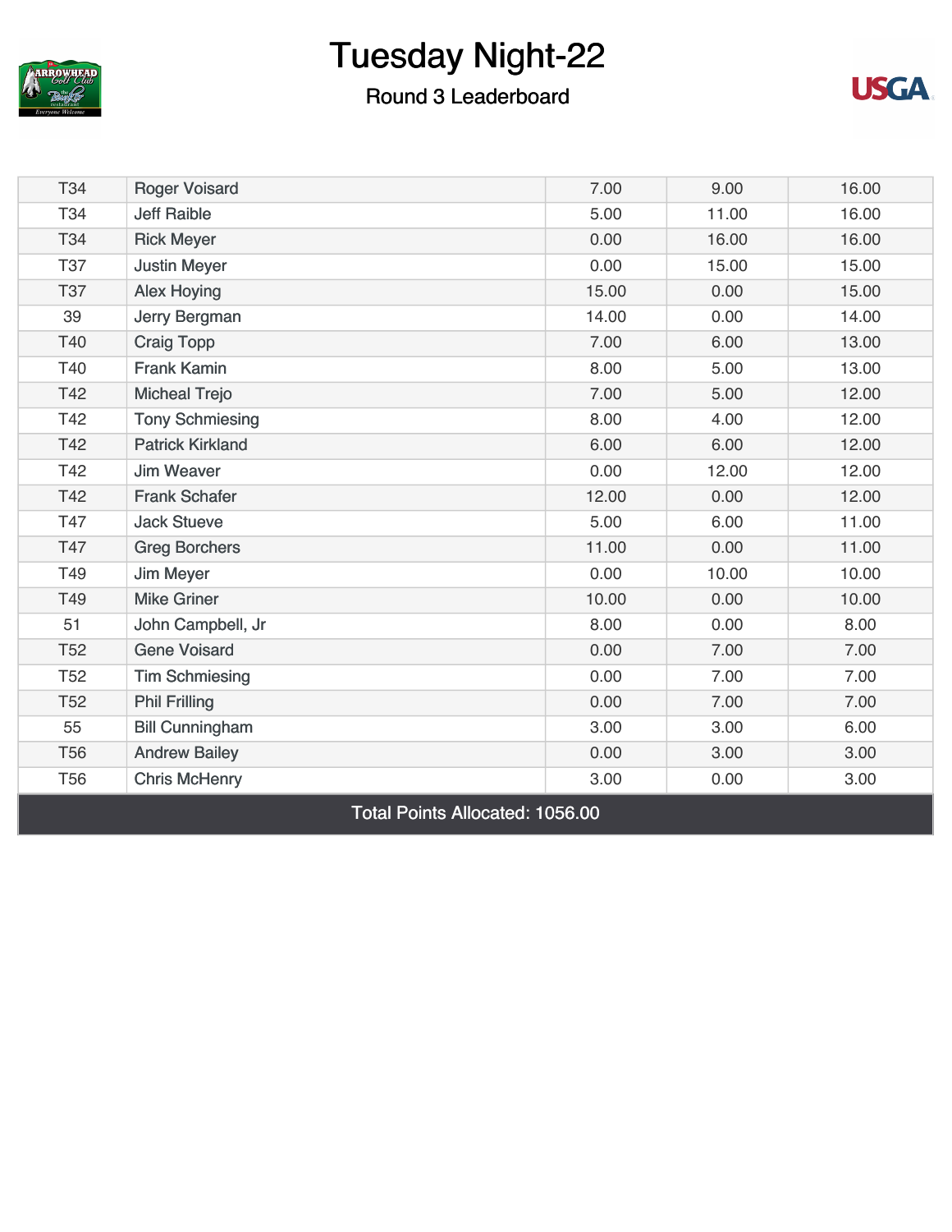# Tuesday Night-22

## Round 3 Leaderboard

| | | | | |
|---|---|---|---|---|
| T34 | Roger Voisard | 7.00 | 9.00 | 16.00 |
| T34 | Jeff Raible | 5.00 | 11.00 | 16.00 |
| T34 | Rick Meyer | 0.00 | 16.00 | 16.00 |
| T37 | Justin Meyer | 0.00 | 15.00 | 15.00 |
| T37 | Alex Hoying | 15.00 | 0.00 | 15.00 |
| 39 | Jerry Bergman | 14.00 | 0.00 | 14.00 |
| T40 | Craig Topp | 7.00 | 6.00 | 13.00 |
| T40 | Frank Kamin | 8.00 | 5.00 | 13.00 |
| T42 | Micheal Trejo | 7.00 | 5.00 | 12.00 |
| T42 | Tony Schmiesing | 8.00 | 4.00 | 12.00 |
| T42 | Patrick Kirkland | 6.00 | 6.00 | 12.00 |
| T42 | Jim Weaver | 0.00 | 12.00 | 12.00 |
| T42 | Frank Schafer | 12.00 | 0.00 | 12.00 |
| T47 | Jack Stueve | 5.00 | 6.00 | 11.00 |
| T47 | Greg Borchers | 11.00 | 0.00 | 11.00 |
| T49 | Jim Meyer | 0.00 | 10.00 | 10.00 |
| T49 | Mike Griner | 10.00 | 0.00 | 10.00 |
| 51 | John Campbell, Jr | 8.00 | 0.00 | 8.00 |
| T52 | Gene Voisard | 0.00 | 7.00 | 7.00 |
| T52 | Tim Schmiesing | 0.00 | 7.00 | 7.00 |
| T52 | Phil Frilling | 0.00 | 7.00 | 7.00 |
| 55 | Bill Cunningham | 3.00 | 3.00 | 6.00 |
| T56 | Andrew Bailey | 0.00 | 3.00 | 3.00 |
| T56 | Chris McHenry | 3.00 | 0.00 | 3.00 |

Total Points Allocated: 1056.00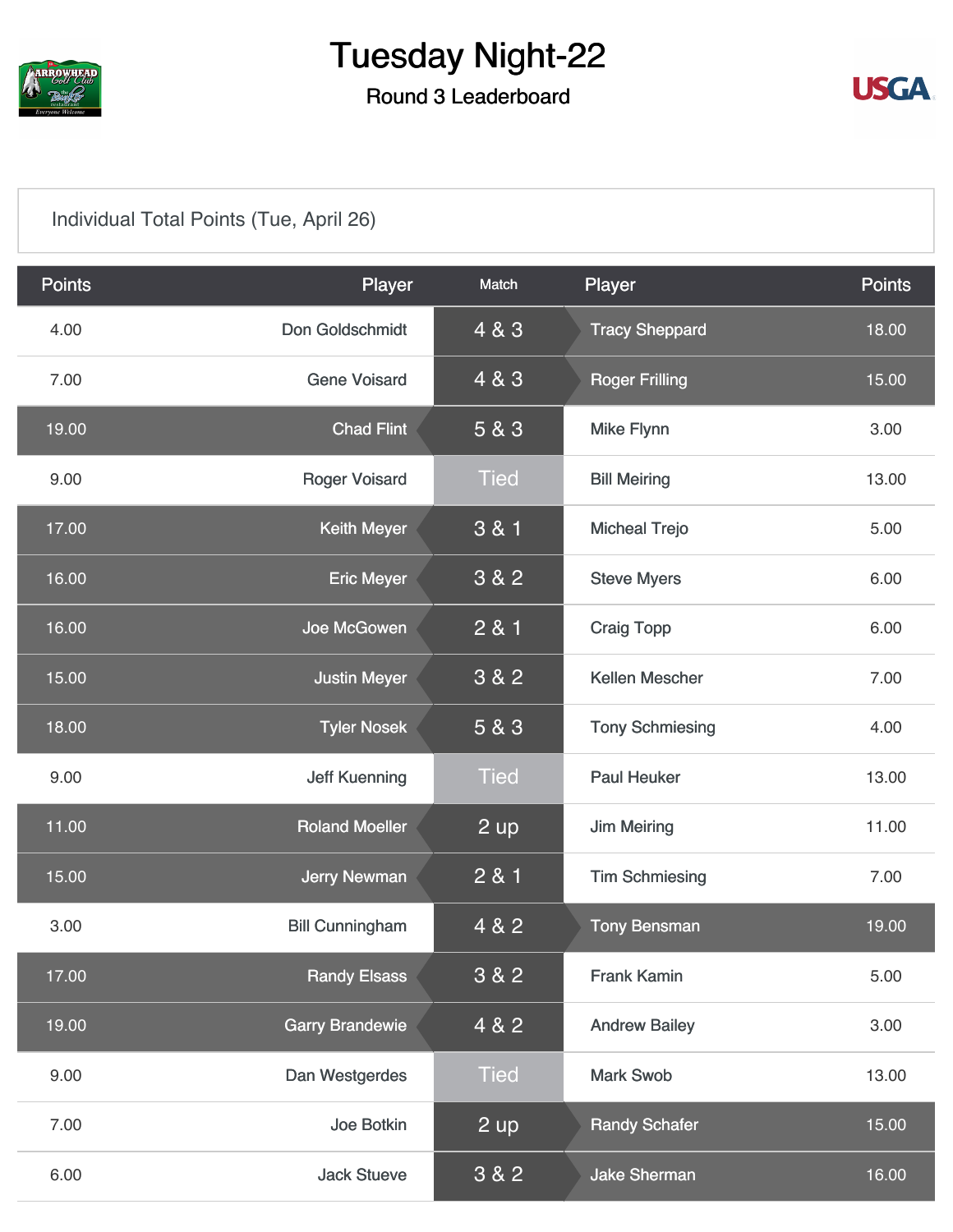# Tuesday Night-22

## Round 3 Leaderboard

Individual Total Points (Tue, April 26)

| Points | Player | Match | Player | Points |
|---|---|---|---|---|
| 4.00 | Don Goldschmidt | 4 & 3 | Tracy Sheppard | 18.00 |
| 7.00 | Gene Voisard | 4 & 3 | Roger Frilling | 15.00 |
| 19.00 | Chad Flint | 5 & 3 | Mike Flynn | 3.00 |
| 9.00 | Roger Voisard | Tied | Bill Meiring | 13.00 |
| 17.00 | Keith Meyer | 3 & 1 | Micheal Trejo | 5.00 |
| 16.00 | Eric Meyer | 3 & 2 | Steve Myers | 6.00 |
| 16.00 | Joe McGowen | 2 & 1 | Craig Topp | 6.00 |
| 15.00 | Justin Meyer | 3 & 2 | Kellen Mescher | 7.00 |
| 18.00 | Tyler Nosek | 5 & 3 | Tony Schmiesing | 4.00 |
| 9.00 | Jeff Kuenning | Tied | Paul Heuker | 13.00 |
| 11.00 | Roland Moeller | 2 up | Jim Meiring | 11.00 |
| 15.00 | Jerry Newman | 2 & 1 | Tim Schmiesing | 7.00 |
| 3.00 | Bill Cunningham | 4 & 2 | Tony Bensman | 19.00 |
| 17.00 | Randy Elsass | 3 & 2 | Frank Kamin | 5.00 |
| 19.00 | Garry Brandewie | 4 & 2 | Andrew Bailey | 3.00 |
| 9.00 | Dan Westgerdes | Tied | Mark Swob | 13.00 |
| 7.00 | Joe Botkin | 2 up | Randy Schafer | 15.00 |
| 6.00 | Jack Stueve | 3 & 2 | Jake Sherman | 16.00 |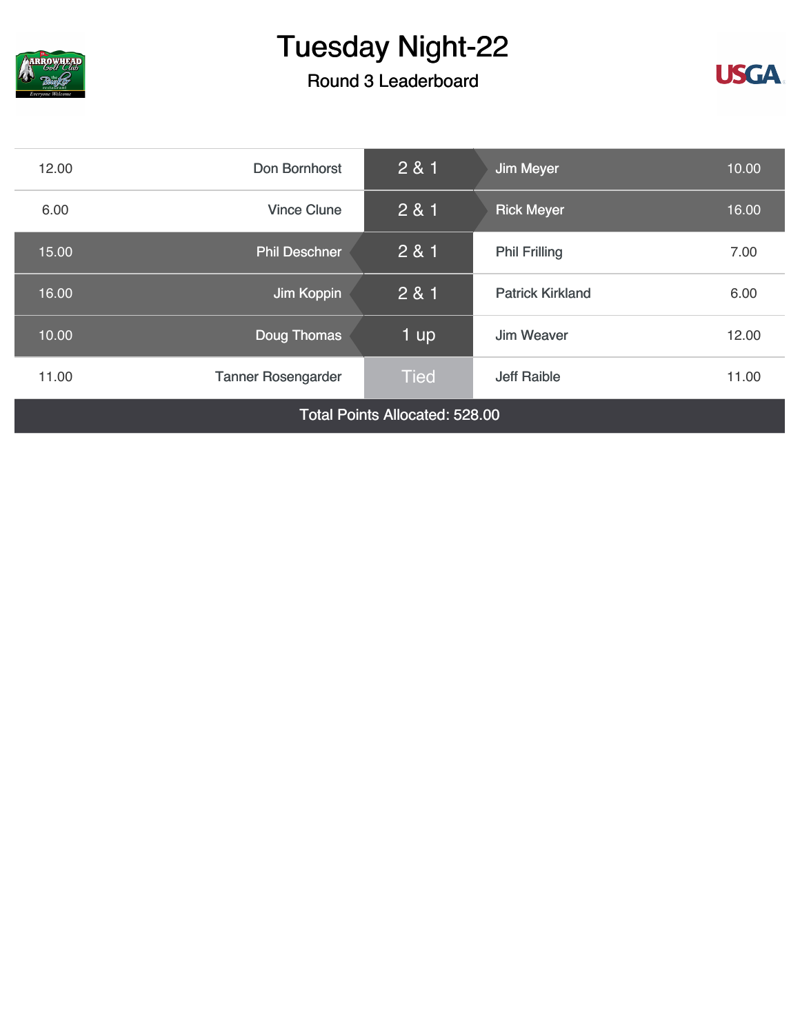# Tuesday Night-22

## Round 3 Leaderboard

| Points | Player | Result | Player | Points |
|---|---|---|---|---|
| 12.00 | Don Bornhorst | 2 & 1 | Jim Meyer | 10.00 |
| 6.00 | Vince Clune | 2 & 1 | Rick Meyer | 16.00 |
| 15.00 | Phil Deschner | 2 & 1 | Phil Frilling | 7.00 |
| 16.00 | Jim Koppin | 2 & 1 | Patrick Kirkland | 6.00 |
| 10.00 | Doug Thomas | 1 up | Jim Weaver | 12.00 |
| 11.00 | Tanner Rosengarder | Tied | Jeff Raible | 11.00 |

Total Points Allocated: 528.00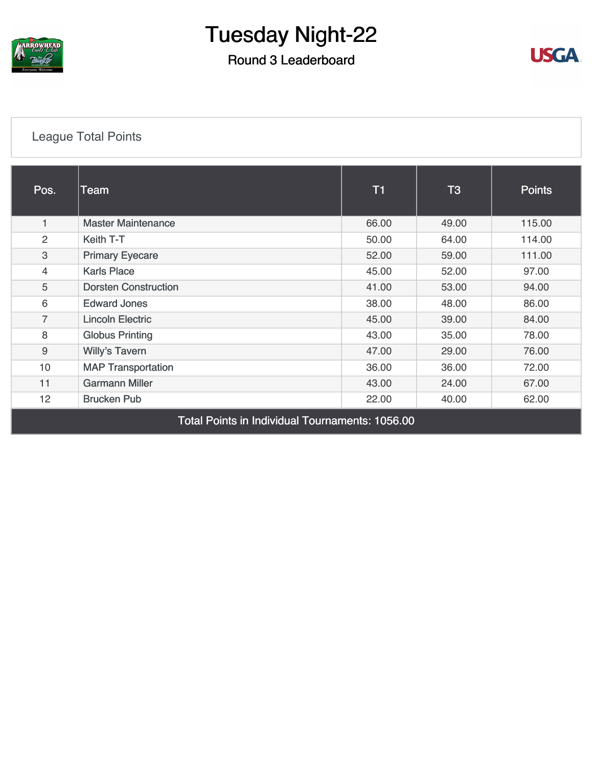# Tuesday Night-22

## Round 3 Leaderboard

League Total Points

| Pos. | Team | T1 | T3 | Points |
|---|---|---|---|---|
| 1 | Master Maintenance | 66.00 | 49.00 | 115.00 |
| 2 | Keith T-T | 50.00 | 64.00 | 114.00 |
| 3 | Primary Eyecare | 52.00 | 59.00 | 111.00 |
| 4 | Karls Place | 45.00 | 52.00 | 97.00 |
| 5 | Dorsten Construction | 41.00 | 53.00 | 94.00 |
| 6 | Edward Jones | 38.00 | 48.00 | 86.00 |
| 7 | Lincoln Electric | 45.00 | 39.00 | 84.00 |
| 8 | Globus Printing | 43.00 | 35.00 | 78.00 |
| 9 | Willy's Tavern | 47.00 | 29.00 | 76.00 |
| 10 | MAP Transportation | 36.00 | 36.00 | 72.00 |
| 11 | Garmann Miller | 43.00 | 24.00 | 67.00 |
| 12 | Brucken Pub | 22.00 | 40.00 | 62.00 |

Total Points in Individual Tournaments: 1056.00